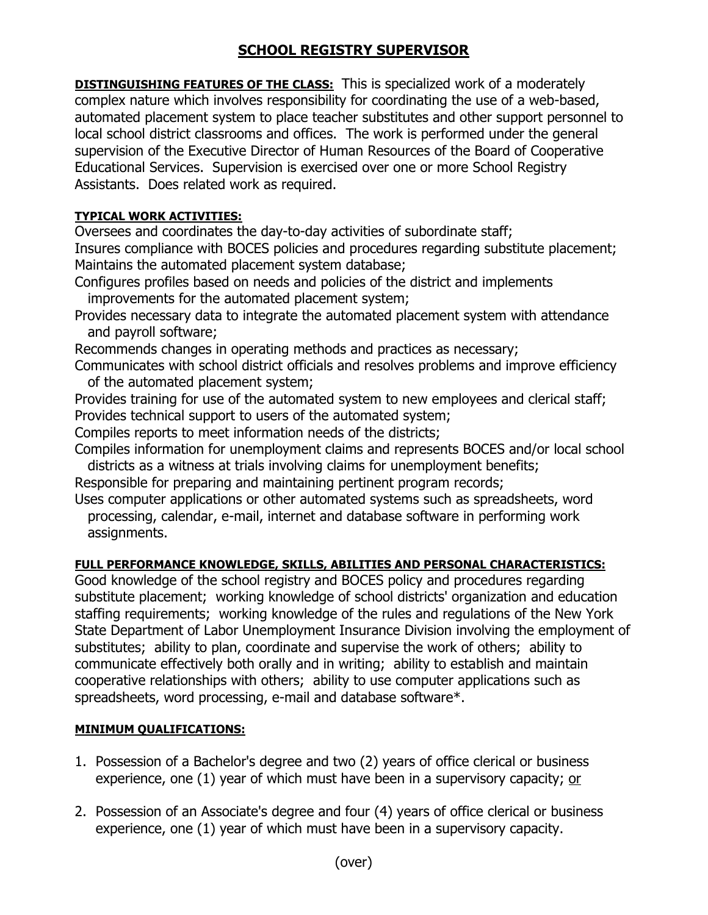# SCHOOL REGISTRY SUPERVISOR

**DISTINGUISHING FEATURES OF THE CLASS:** This is specialized work of a moderately complex nature which involves responsibility for coordinating the use of a web-based, automated placement system to place teacher substitutes and other support personnel to local school district classrooms and offices. The work is performed under the general supervision of the Executive Director of Human Resources of the Board of Cooperative Educational Services. Supervision is exercised over one or more School Registry Assistants. Does related work as required.

**TYPICAL WORK ACTIVITIES:**

Oversees and coordinates the day-to-day activities of subordinate staff;
Insures compliance with BOCES policies and procedures regarding substitute placement;
Maintains the automated placement system database;
Configures profiles based on needs and policies of the district and implements improvements for the automated placement system;
Provides necessary data to integrate the automated placement system with attendance and payroll software;
Recommends changes in operating methods and practices as necessary;
Communicates with school district officials and resolves problems and improve efficiency of the automated placement system;
Provides training for use of the automated system to new employees and clerical staff;
Provides technical support to users of the automated system;
Compiles reports to meet information needs of the districts;
Compiles information for unemployment claims and represents BOCES and/or local school districts as a witness at trials involving claims for unemployment benefits;
Responsible for preparing and maintaining pertinent program records;
Uses computer applications or other automated systems such as spreadsheets, word processing, calendar, e-mail, internet and database software in performing work assignments.

**FULL PERFORMANCE KNOWLEDGE, SKILLS, ABILITIES AND PERSONAL CHARACTERISTICS:**

Good knowledge of the school registry and BOCES policy and procedures regarding substitute placement; working knowledge of school districts' organization and education staffing requirements; working knowledge of the rules and regulations of the New York State Department of Labor Unemployment Insurance Division involving the employment of substitutes; ability to plan, coordinate and supervise the work of others; ability to communicate effectively both orally and in writing; ability to establish and maintain cooperative relationships with others; ability to use computer applications such as spreadsheets, word processing, e-mail and database software*.

**MINIMUM QUALIFICATIONS:**

1. Possession of a Bachelor's degree and two (2) years of office clerical or business experience, one (1) year of which must have been in a supervisory capacity; or

2. Possession of an Associate's degree and four (4) years of office clerical or business experience, one (1) year of which must have been in a supervisory capacity.

(over)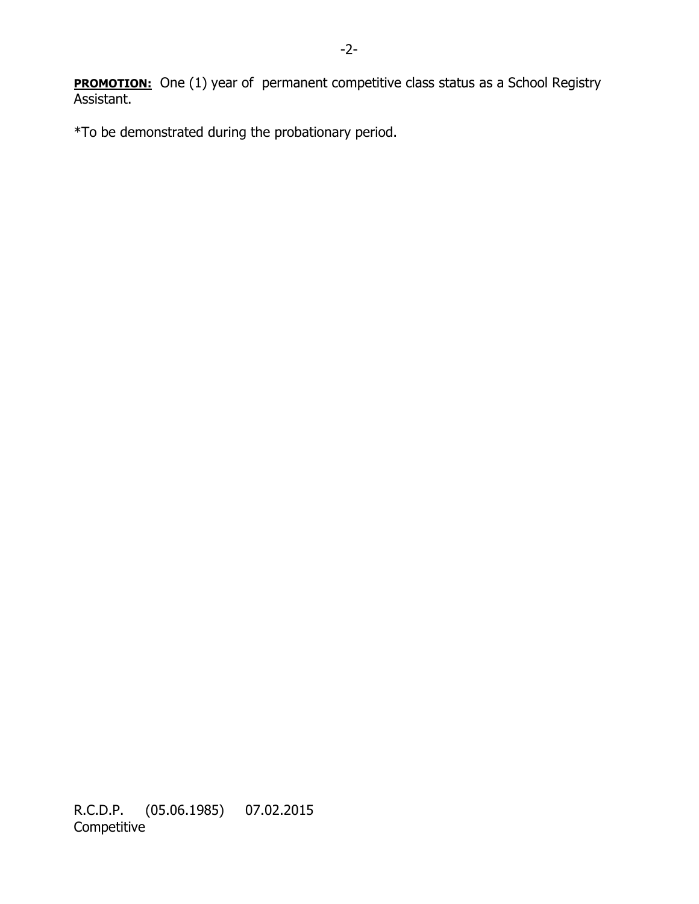**PROMOTION:** One (1) year of permanent competitive class status as a School Registry Assistant.

*To be demonstrated during the probationary period.

R.C.D.P. (05.06.1985) 07.02.2015
Competitive